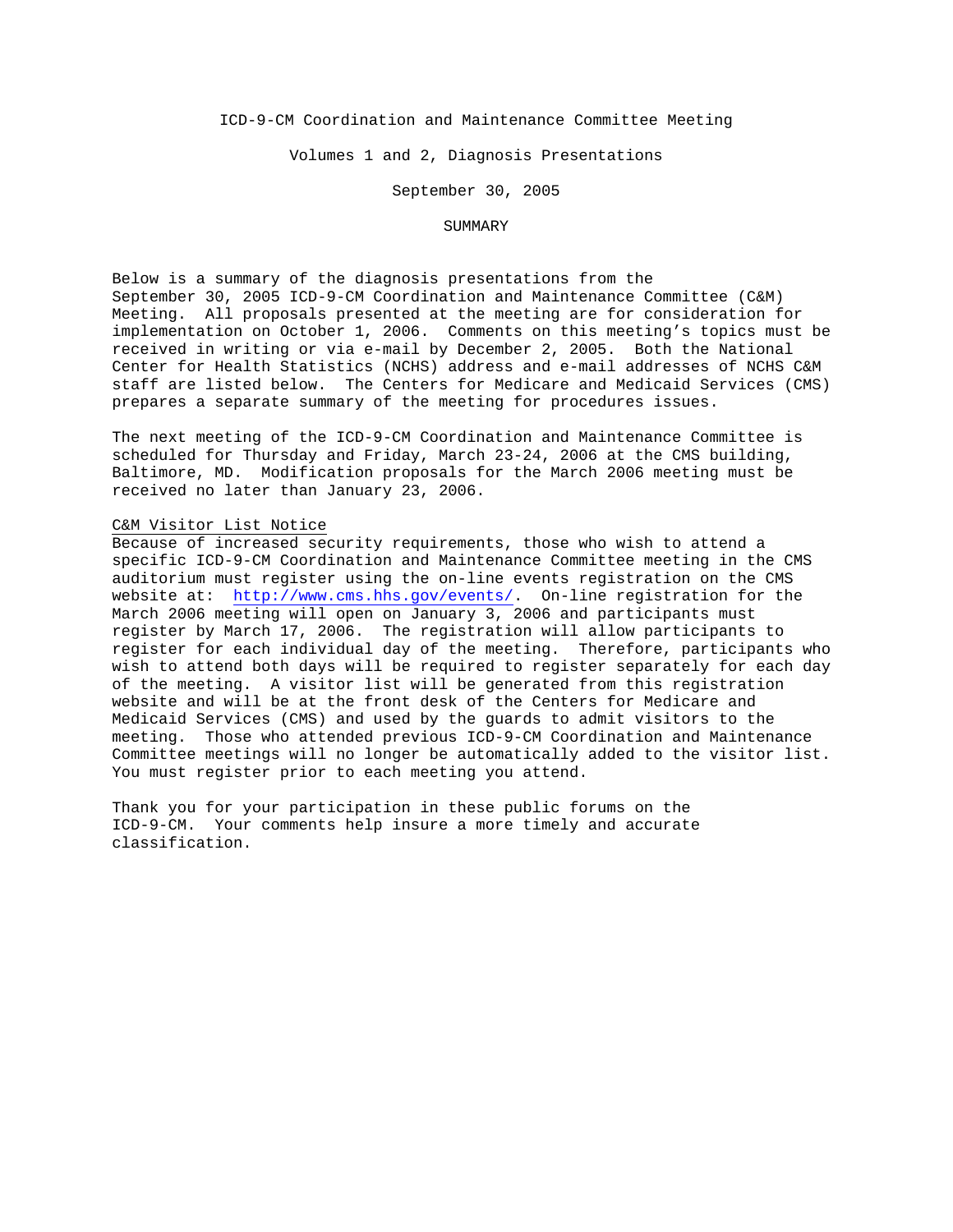# ICD-9-CM Coordination and Maintenance Committee Meeting

## Volumes 1 and 2, Diagnosis Presentations

## September 30, 2005

## SUMMARY

Below is a summary of the diagnosis presentations from the September 30, 2005 ICD-9-CM Coordination and Maintenance Committee (C&M) Meeting. All proposals presented at the meeting are for consideration for implementation on October 1, 2006. Comments on this meeting's topics must be received in writing or via e-mail by December 2, 2005. Both the National Center for Health Statistics (NCHS) address and e-mail addresses of NCHS C&M staff are listed below. The Centers for Medicare and Medicaid Services (CMS) prepares a separate summary of the meeting for procedures issues.

The next meeting of the ICD-9-CM Coordination and Maintenance Committee is scheduled for Thursday and Friday, March 23-24, 2006 at the CMS building, Baltimore, MD. Modification proposals for the March 2006 meeting must be received no later than January 23, 2006.

<u>C&M Visitor List Notice</u>

Because of increased security requirements, those who wish to attend a specific ICD-9-CM Coordination and Maintenance Committee meeting in the CMS auditorium must register using the on-line events registration on the CMS website at: http://www.cms.hhs.gov/events/. On-line registration for the March 2006 meeting will open on January 3, 2006 and participants must register by March 17, 2006. The registration will allow participants to register for each individual day of the meeting. Therefore, participants who wish to attend both days will be required to register separately for each day of the meeting. A visitor list will be generated from this registration website and will be at the front desk of the Centers for Medicare and Medicaid Services (CMS) and used by the guards to admit visitors to the meeting. Those who attended previous ICD-9-CM Coordination and Maintenance Committee meetings will no longer be automatically added to the visitor list. You must register prior to each meeting you attend.

Thank you for your participation in these public forums on the ICD-9-CM. Your comments help insure a more timely and accurate classification.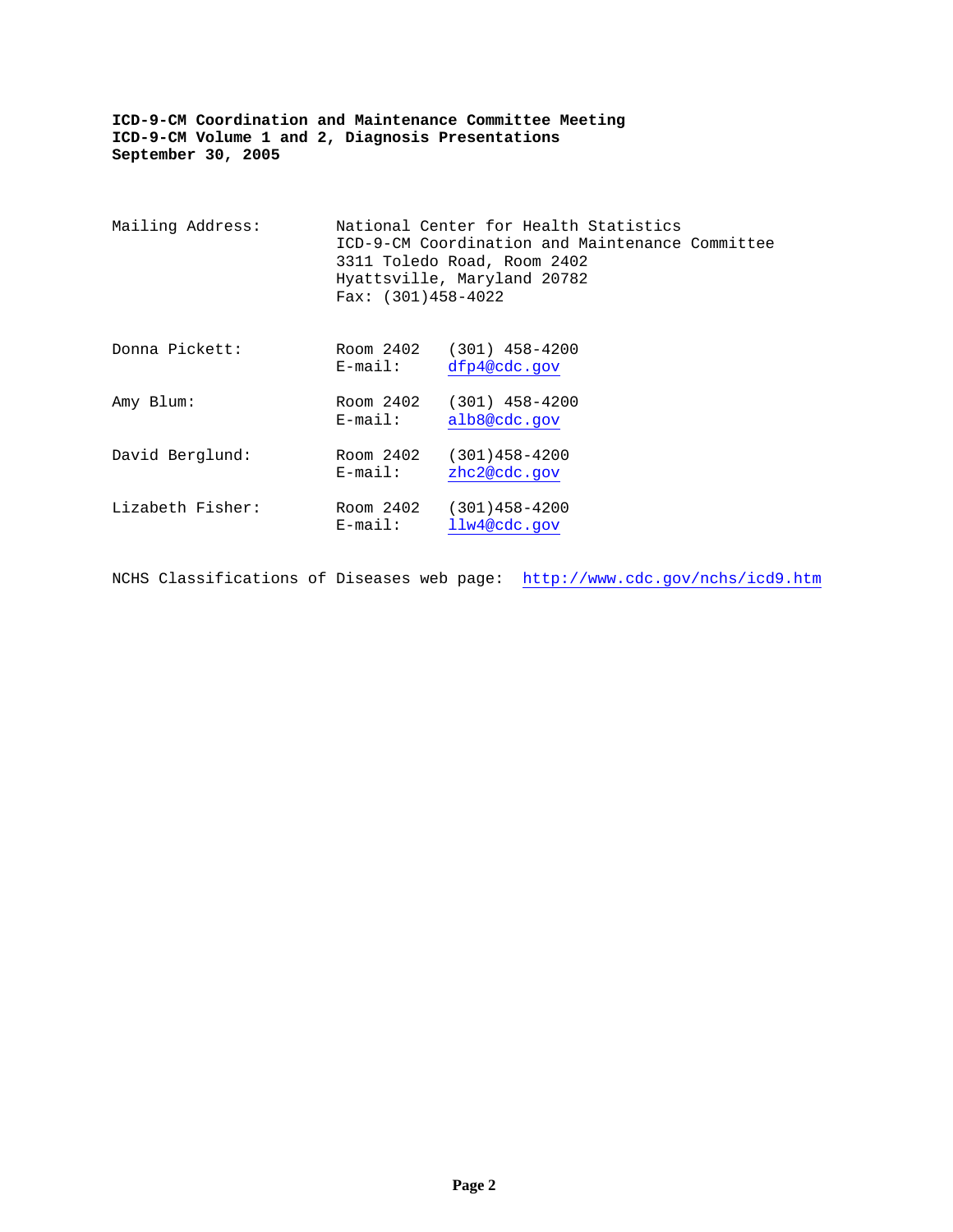**ICD-9-CM Coordination and Maintenance Committee Meeting**
**ICD-9-CM Volume 1 and 2, Diagnosis Presentations**
**September 30, 2005**

| | | |
|---|---|---|
| Mailing Address: | National Center for Health Statistics<br>ICD-9-CM Coordination and Maintenance Committee<br>3311 Toledo Road, Room 2402<br>Hyattsville, Maryland 20782<br>Fax: (301)458-4022 | |
| Donna Pickett: | Room 2402<br>E-mail: | (301) 458-4200<br>dfp4@cdc.gov |
| Amy Blum: | Room 2402<br>E-mail: | (301) 458-4200<br>alb8@cdc.gov |
| David Berglund: | Room 2402<br>E-mail: | (301)458-4200<br>zhc2@cdc.gov |
| Lizabeth Fisher: | Room 2402<br>E-mail: | (301)458-4200<br>llw4@cdc.gov |

NCHS Classifications of Diseases web page: http://www.cdc.gov/nchs/icd9.htm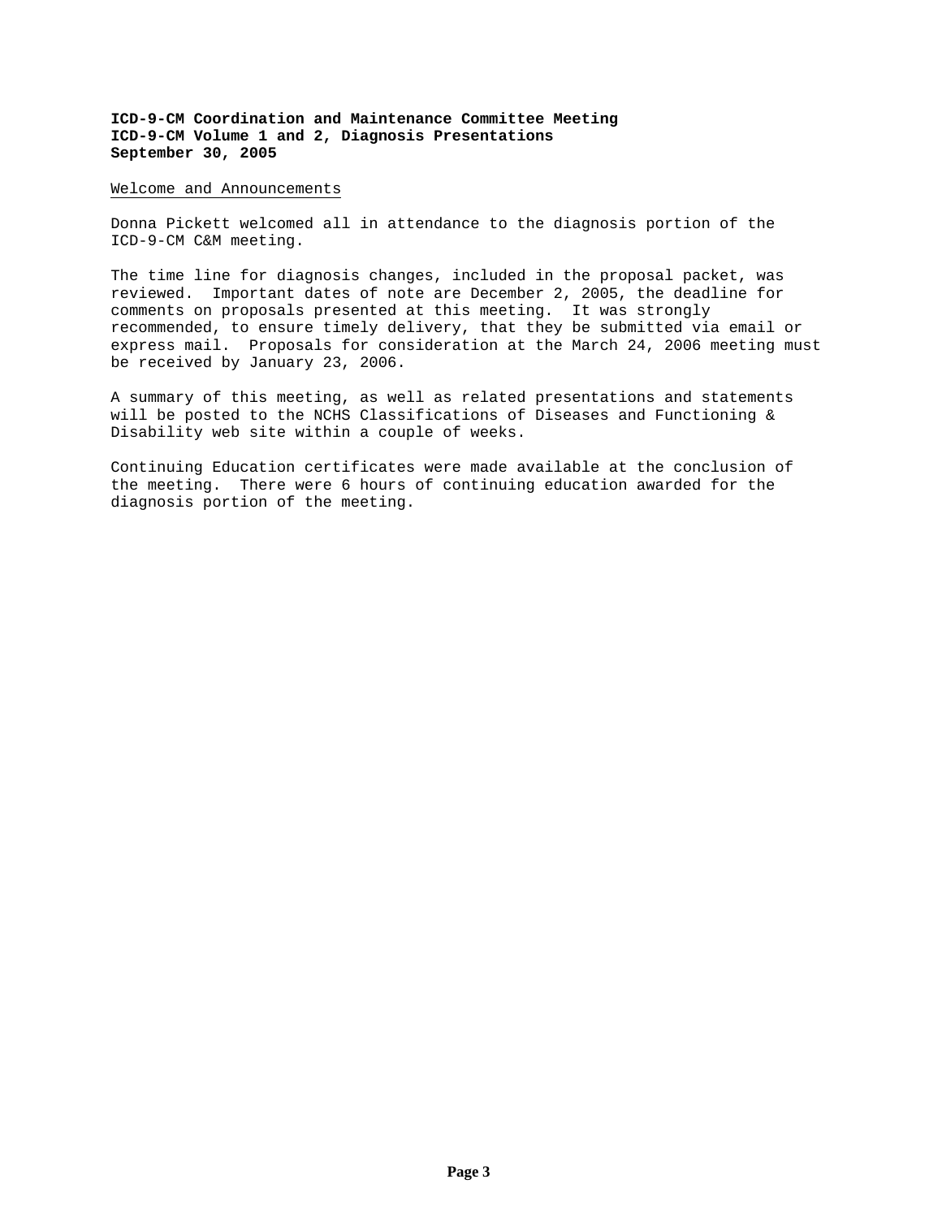**ICD-9-CM Coordination and Maintenance Committee Meeting**
**ICD-9-CM Volume 1 and 2, Diagnosis Presentations**
**September 30, 2005**

Welcome and Announcements

Donna Pickett welcomed all in attendance to the diagnosis portion of the ICD-9-CM C&M meeting.

The time line for diagnosis changes, included in the proposal packet, was reviewed. Important dates of note are December 2, 2005, the deadline for comments on proposals presented at this meeting. It was strongly recommended, to ensure timely delivery, that they be submitted via email or express mail. Proposals for consideration at the March 24, 2006 meeting must be received by January 23, 2006.

A summary of this meeting, as well as related presentations and statements will be posted to the NCHS Classifications of Diseases and Functioning & Disability web site within a couple of weeks.

Continuing Education certificates were made available at the conclusion of the meeting. There were 6 hours of continuing education awarded for the diagnosis portion of the meeting.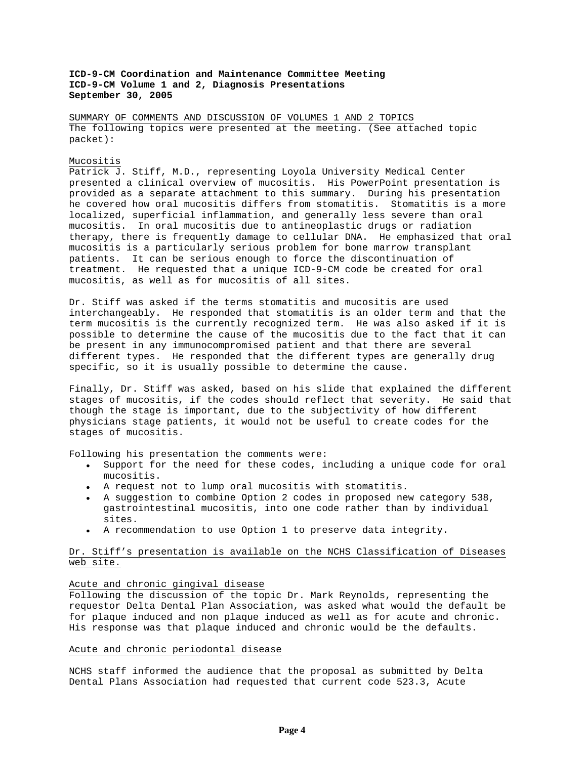**ICD-9-CM Coordination and Maintenance Committee Meeting**
**ICD-9-CM Volume 1 and 2, Diagnosis Presentations**
**September 30, 2005**

SUMMARY OF COMMENTS AND DISCUSSION OF VOLUMES 1 AND 2 TOPICS

The following topics were presented at the meeting. (See attached topic packet):

Mucositis

Patrick J. Stiff, M.D., representing Loyola University Medical Center presented a clinical overview of mucositis. His PowerPoint presentation is provided as a separate attachment to this summary. During his presentation he covered how oral mucositis differs from stomatitis. Stomatitis is a more localized, superficial inflammation, and generally less severe than oral mucositis. In oral mucositis due to antineoplastic drugs or radiation therapy, there is frequently damage to cellular DNA. He emphasized that oral mucositis is a particularly serious problem for bone marrow transplant patients. It can be serious enough to force the discontinuation of treatment. He requested that a unique ICD-9-CM code be created for oral mucositis, as well as for mucositis of all sites.

Dr. Stiff was asked if the terms stomatitis and mucositis are used interchangeably. He responded that stomatitis is an older term and that the term mucositis is the currently recognized term. He was also asked if it is possible to determine the cause of the mucositis due to the fact that it can be present in any immunocompromised patient and that there are several different types. He responded that the different types are generally drug specific, so it is usually possible to determine the cause.

Finally, Dr. Stiff was asked, based on his slide that explained the different stages of mucositis, if the codes should reflect that severity. He said that though the stage is important, due to the subjectivity of how different physicians stage patients, it would not be useful to create codes for the stages of mucositis.

Following his presentation the comments were:

- Support for the need for these codes, including a unique code for oral mucositis.
- A request not to lump oral mucositis with stomatitis.
- A suggestion to combine Option 2 codes in proposed new category 538, gastrointestinal mucositis, into one code rather than by individual sites.
- A recommendation to use Option 1 to preserve data integrity.

Dr. Stiff's presentation is available on the NCHS Classification of Diseases web site.

Acute and chronic gingival disease

Following the discussion of the topic Dr. Mark Reynolds, representing the requestor Delta Dental Plan Association, was asked what would the default be for plaque induced and non plaque induced as well as for acute and chronic. His response was that plaque induced and chronic would be the defaults.

Acute and chronic periodontal disease

NCHS staff informed the audience that the proposal as submitted by Delta Dental Plans Association had requested that current code 523.3, Acute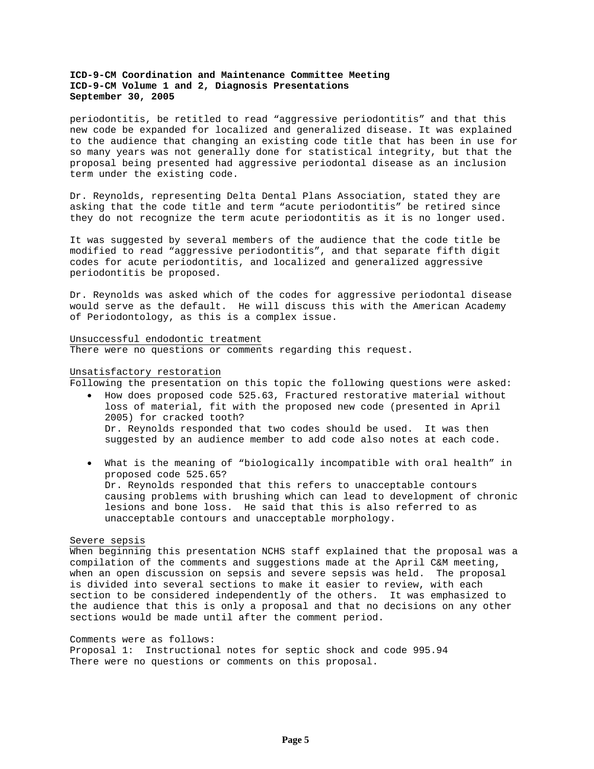periodontitis, be retitled to read “aggressive periodontitis” and that this new code be expanded for localized and generalized disease. It was explained to the audience that changing an existing code title that has been in use for so many years was not generally done for statistical integrity, but that the proposal being presented had aggressive periodontal disease as an inclusion term under the existing code.

Dr. Reynolds, representing Delta Dental Plans Association, stated they are asking that the code title and term “acute periodontitis” be retired since they do not recognize the term acute periodontitis as it is no longer used.

It was suggested by several members of the audience that the code title be modified to read “aggressive periodontitis”, and that separate fifth digit codes for acute periodontitis, and localized and generalized aggressive periodontitis be proposed.

Dr. Reynolds was asked which of the codes for aggressive periodontal disease would serve as the default. He will discuss this with the American Academy of Periodontology, as this is a complex issue.

<u>Unsuccessful endodontic treatment</u>
There were no questions or comments regarding this request.

<u>Unsatisfactory restoration</u>
Following the presentation on this topic the following questions were asked:

- How does proposed code 525.63, Fractured restorative material without loss of material, fit with the proposed new code (presented in April 2005) for cracked tooth?
  Dr. Reynolds responded that two codes should be used. It was then suggested by an audience member to add code also notes at each code.

- What is the meaning of “biologically incompatible with oral health” in proposed code 525.65?
  Dr. Reynolds responded that this refers to unacceptable contours causing problems with brushing which can lead to development of chronic lesions and bone loss. He said that this is also referred to as unacceptable contours and unacceptable morphology.

<u>Severe sepsis</u>
When beginning this presentation NCHS staff explained that the proposal was a compilation of the comments and suggestions made at the April C&M meeting, when an open discussion on sepsis and severe sepsis was held. The proposal is divided into several sections to make it easier to review, with each section to be considered independently of the others. It was emphasized to the audience that this is only a proposal and that no decisions on any other sections would be made until after the comment period.

Comments were as follows:
Proposal 1: Instructional notes for septic shock and code 995.94
There were no questions or comments on this proposal.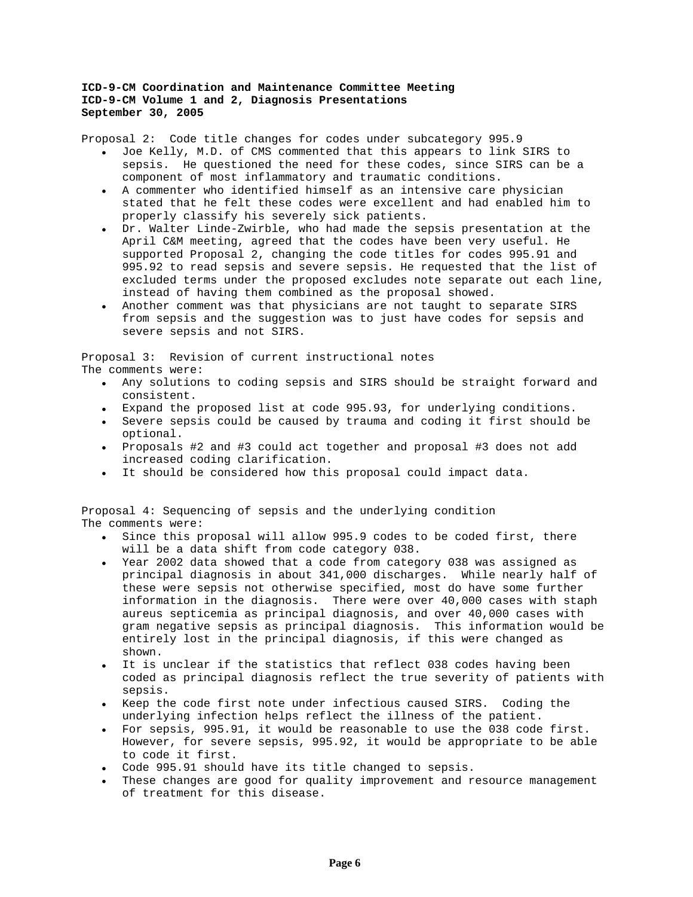**ICD-9-CM Coordination and Maintenance Committee Meeting**
**ICD-9-CM Volume 1 and 2, Diagnosis Presentations**
**September 30, 2005**

Proposal 2: Code title changes for codes under subcategory 995.9

- Joe Kelly, M.D. of CMS commented that this appears to link SIRS to sepsis. He questioned the need for these codes, since SIRS can be a component of most inflammatory and traumatic conditions.
- A commenter who identified himself as an intensive care physician stated that he felt these codes were excellent and had enabled him to properly classify his severely sick patients.
- Dr. Walter Linde-Zwirble, who had made the sepsis presentation at the April C&M meeting, agreed that the codes have been very useful. He supported Proposal 2, changing the code titles for codes 995.91 and 995.92 to read sepsis and severe sepsis. He requested that the list of excluded terms under the proposed excludes note separate out each line, instead of having them combined as the proposal showed.
- Another comment was that physicians are not taught to separate SIRS from sepsis and the suggestion was to just have codes for sepsis and severe sepsis and not SIRS.

Proposal 3: Revision of current instructional notes
The comments were:

- Any solutions to coding sepsis and SIRS should be straight forward and consistent.
- Expand the proposed list at code 995.93, for underlying conditions.
- Severe sepsis could be caused by trauma and coding it first should be optional.
- Proposals #2 and #3 could act together and proposal #3 does not add increased coding clarification.
- It should be considered how this proposal could impact data.

Proposal 4: Sequencing of sepsis and the underlying condition
The comments were:

- Since this proposal will allow 995.9 codes to be coded first, there will be a data shift from code category 038.
- Year 2002 data showed that a code from category 038 was assigned as principal diagnosis in about 341,000 discharges. While nearly half of these were sepsis not otherwise specified, most do have some further information in the diagnosis. There were over 40,000 cases with staph aureus septicemia as principal diagnosis, and over 40,000 cases with gram negative sepsis as principal diagnosis. This information would be entirely lost in the principal diagnosis, if this were changed as shown.
- It is unclear if the statistics that reflect 038 codes having been coded as principal diagnosis reflect the true severity of patients with sepsis.
- Keep the code first note under infectious caused SIRS. Coding the underlying infection helps reflect the illness of the patient.
- For sepsis, 995.91, it would be reasonable to use the 038 code first. However, for severe sepsis, 995.92, it would be appropriate to be able to code it first.
- Code 995.91 should have its title changed to sepsis.
- These changes are good for quality improvement and resource management of treatment for this disease.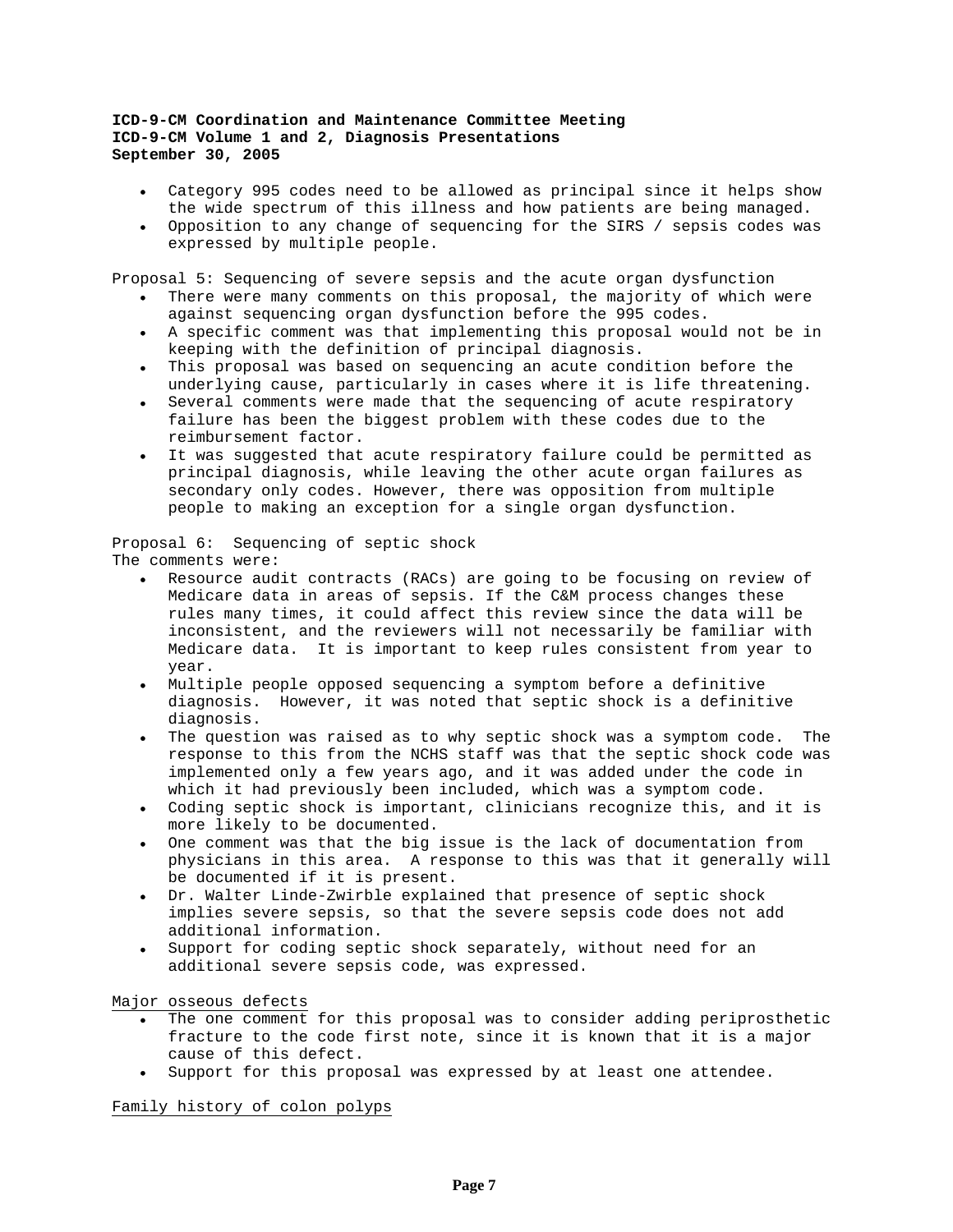- Category 995 codes need to be allowed as principal since it helps show the wide spectrum of this illness and how patients are being managed.
- Opposition to any change of sequencing for the SIRS / sepsis codes was expressed by multiple people.

Proposal 5: Sequencing of severe sepsis and the acute organ dysfunction

- There were many comments on this proposal, the majority of which were against sequencing organ dysfunction before the 995 codes.
- A specific comment was that implementing this proposal would not be in keeping with the definition of principal diagnosis.
- This proposal was based on sequencing an acute condition before the underlying cause, particularly in cases where it is life threatening.
- Several comments were made that the sequencing of acute respiratory failure has been the biggest problem with these codes due to the reimbursement factor.
- It was suggested that acute respiratory failure could be permitted as principal diagnosis, while leaving the other acute organ failures as secondary only codes. However, there was opposition from multiple people to making an exception for a single organ dysfunction.

Proposal 6: Sequencing of septic shock

The comments were:

- Resource audit contracts (RACs) are going to be focusing on review of Medicare data in areas of sepsis. If the C&M process changes these rules many times, it could affect this review since the data will be inconsistent, and the reviewers will not necessarily be familiar with Medicare data. It is important to keep rules consistent from year to year.
- Multiple people opposed sequencing a symptom before a definitive diagnosis. However, it was noted that septic shock is a definitive diagnosis.
- The question was raised as to why septic shock was a symptom code. The response to this from the NCHS staff was that the septic shock code was implemented only a few years ago, and it was added under the code in which it had previously been included, which was a symptom code.
- Coding septic shock is important, clinicians recognize this, and it is more likely to be documented.
- One comment was that the big issue is the lack of documentation from physicians in this area. A response to this was that it generally will be documented if it is present.
- Dr. Walter Linde-Zwirble explained that presence of septic shock implies severe sepsis, so that the severe sepsis code does not add additional information.
- Support for coding septic shock separately, without need for an additional severe sepsis code, was expressed.

<u>Major osseous defects</u>

- The one comment for this proposal was to consider adding periprosthetic fracture to the code first note, since it is known that it is a major cause of this defect.
- Support for this proposal was expressed by at least one attendee.

<u>Family history of colon polyps</u>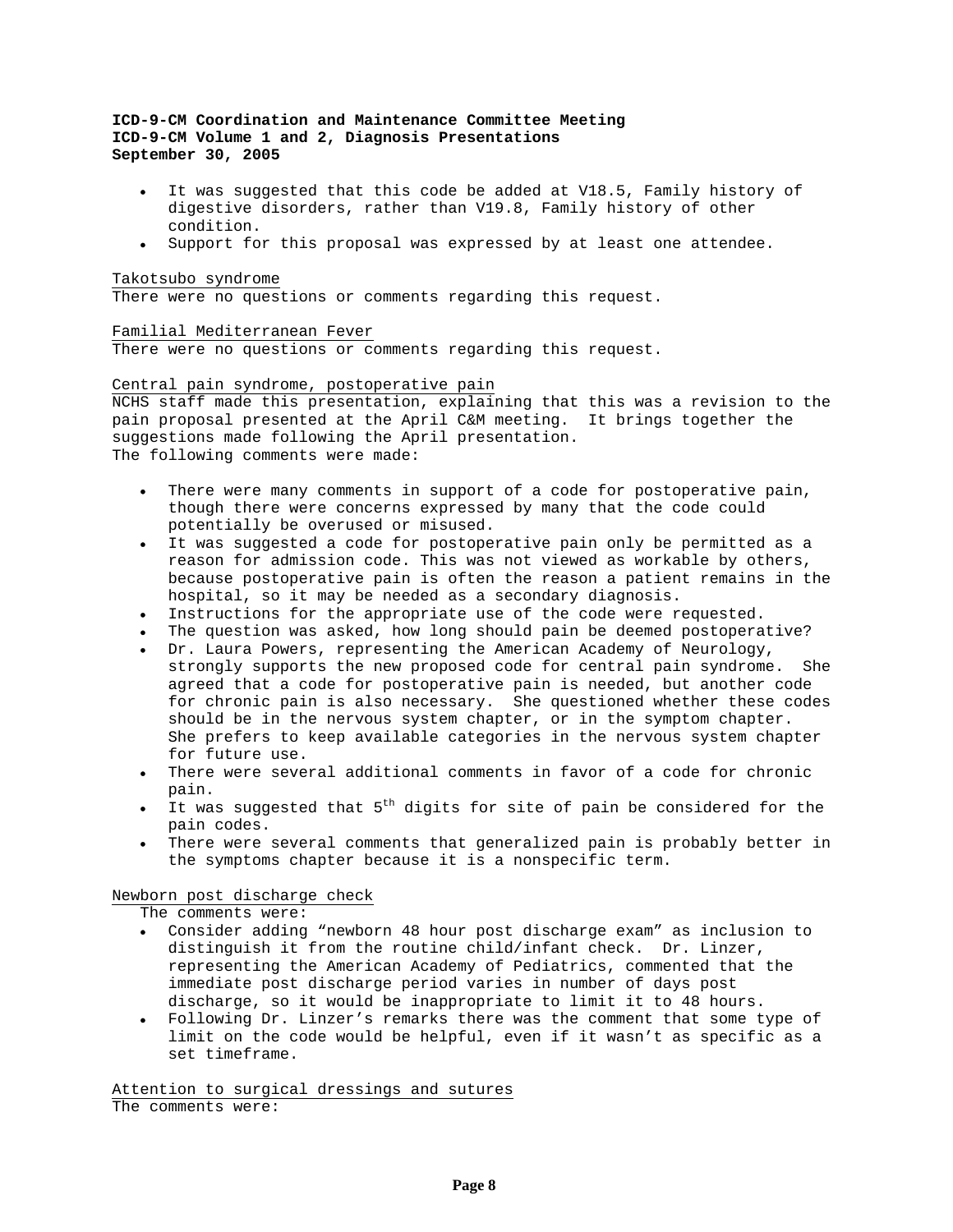**ICD-9-CM Coordination and Maintenance Committee Meeting**
**ICD-9-CM Volume 1 and 2, Diagnosis Presentations**
**September 30, 2005**

- It was suggested that this code be added at V18.5, Family history of digestive disorders, rather than V19.8, Family history of other condition.
- Support for this proposal was expressed by at least one attendee.

Takotsubo syndrome

There were no questions or comments regarding this request.

Familial Mediterranean Fever

There were no questions or comments regarding this request.

Central pain syndrome, postoperative pain

NCHS staff made this presentation, explaining that this was a revision to the pain proposal presented at the April C&M meeting. It brings together the suggestions made following the April presentation.
The following comments were made:

- There were many comments in support of a code for postoperative pain, though there were concerns expressed by many that the code could potentially be overused or misused.
- It was suggested a code for postoperative pain only be permitted as a reason for admission code. This was not viewed as workable by others, because postoperative pain is often the reason a patient remains in the hospital, so it may be needed as a secondary diagnosis.
- Instructions for the appropriate use of the code were requested.
- The question was asked, how long should pain be deemed postoperative?
- Dr. Laura Powers, representing the American Academy of Neurology, strongly supports the new proposed code for central pain syndrome. She agreed that a code for postoperative pain is needed, but another code for chronic pain is also necessary. She questioned whether these codes should be in the nervous system chapter, or in the symptom chapter. She prefers to keep available categories in the nervous system chapter for future use.
- There were several additional comments in favor of a code for chronic pain.
- It was suggested that 5th digits for site of pain be considered for the pain codes.
- There were several comments that generalized pain is probably better in the symptoms chapter because it is a nonspecific term.

Newborn post discharge check

The comments were:

- Consider adding "newborn 48 hour post discharge exam" as inclusion to distinguish it from the routine child/infant check. Dr. Linzer, representing the American Academy of Pediatrics, commented that the immediate post discharge period varies in number of days post discharge, so it would be inappropriate to limit it to 48 hours.
- Following Dr. Linzer's remarks there was the comment that some type of limit on the code would be helpful, even if it wasn't as specific as a set timeframe.

Attention to surgical dressings and sutures

The comments were: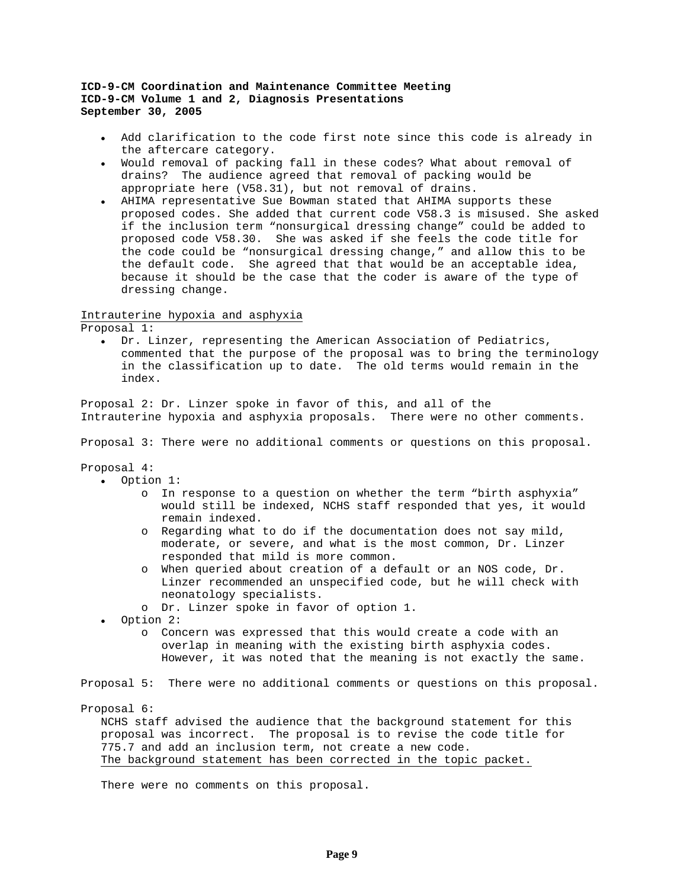**ICD-9-CM Coordination and Maintenance Committee Meeting**
**ICD-9-CM Volume 1 and 2, Diagnosis Presentations**
**September 30, 2005**

- Add clarification to the code first note since this code is already in the aftercare category.
- Would removal of packing fall in these codes? What about removal of drains? The audience agreed that removal of packing would be appropriate here (V58.31), but not removal of drains.
- AHIMA representative Sue Bowman stated that AHIMA supports these proposed codes. She added that current code V58.3 is misused. She asked if the inclusion term "nonsurgical dressing change" could be added to proposed code V58.30. She was asked if she feels the code title for the code could be "nonsurgical dressing change," and allow this to be the default code. She agreed that that would be an acceptable idea, because it should be the case that the coder is aware of the type of dressing change.

<u>Intrauterine hypoxia and asphyxia</u>

Proposal 1:

- Dr. Linzer, representing the American Association of Pediatrics, commented that the purpose of the proposal was to bring the terminology in the classification up to date. The old terms would remain in the index.

Proposal 2: Dr. Linzer spoke in favor of this, and all of the Intrauterine hypoxia and asphyxia proposals. There were no other comments.

Proposal 3: There were no additional comments or questions on this proposal.

Proposal 4:

- Option 1:
  - In response to a question on whether the term "birth asphyxia" would still be indexed, NCHS staff responded that yes, it would remain indexed.
  - Regarding what to do if the documentation does not say mild, moderate, or severe, and what is the most common, Dr. Linzer responded that mild is more common.
  - When queried about creation of a default or an NOS code, Dr. Linzer recommended an unspecified code, but he will check with neonatology specialists.
  - Dr. Linzer spoke in favor of option 1.
- Option 2:
  - Concern was expressed that this would create a code with an overlap in meaning with the existing birth asphyxia codes. However, it was noted that the meaning is not exactly the same.

Proposal 5: There were no additional comments or questions on this proposal.

Proposal 6:

NCHS staff advised the audience that the background statement for this proposal was incorrect. The proposal is to revise the code title for 775.7 and add an inclusion term, not create a new code.
<u>The background statement has been corrected in the topic packet.</u>

There were no comments on this proposal.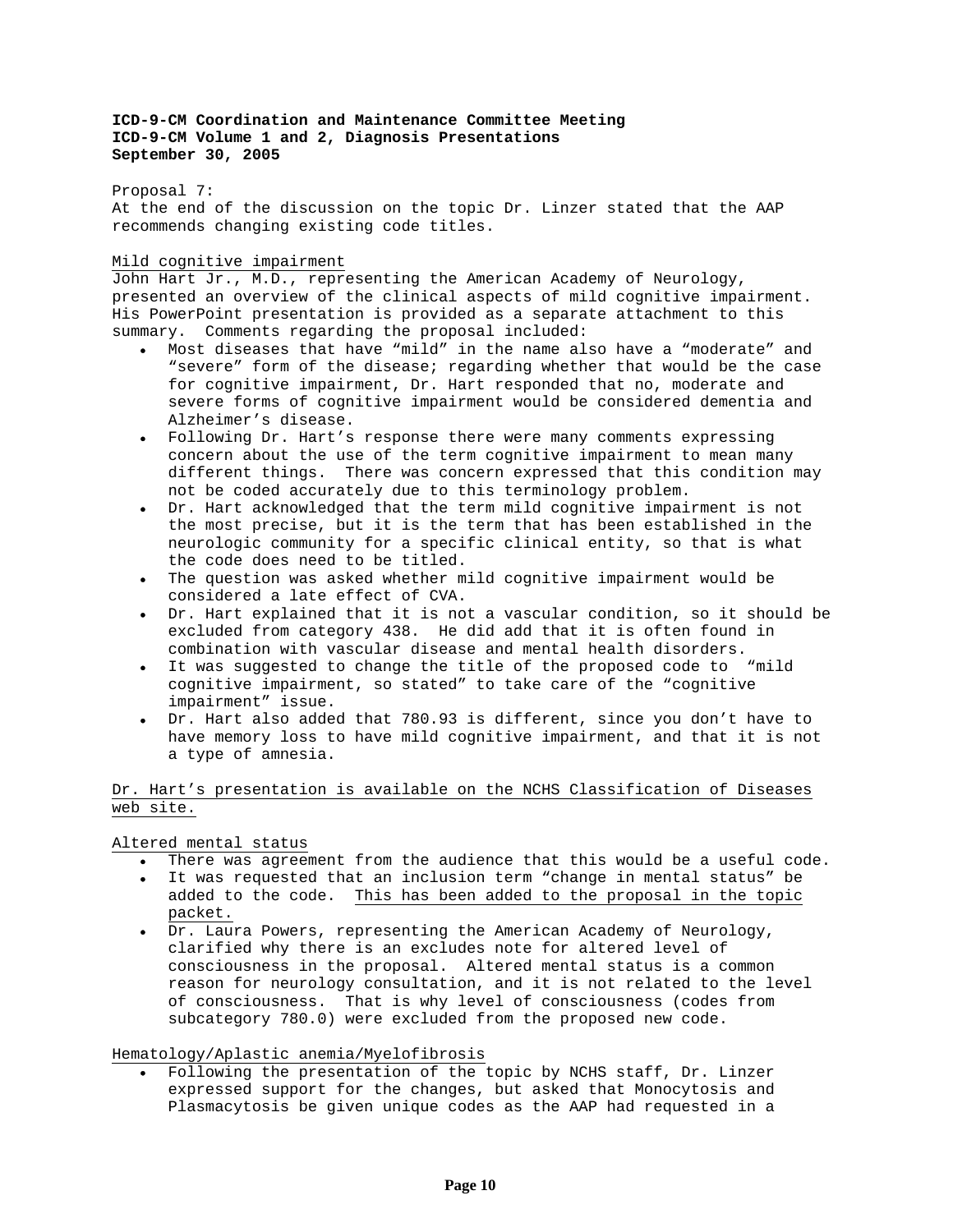**ICD-9-CM Coordination and Maintenance Committee Meeting**
**ICD-9-CM Volume 1 and 2, Diagnosis Presentations**
**September 30, 2005**

Proposal 7:
At the end of the discussion on the topic Dr. Linzer stated that the AAP recommends changing existing code titles.

Mild cognitive impairment

John Hart Jr., M.D., representing the American Academy of Neurology, presented an overview of the clinical aspects of mild cognitive impairment. His PowerPoint presentation is provided as a separate attachment to this summary. Comments regarding the proposal included:

- Most diseases that have "mild" in the name also have a "moderate" and "severe" form of the disease; regarding whether that would be the case for cognitive impairment, Dr. Hart responded that no, moderate and severe forms of cognitive impairment would be considered dementia and Alzheimer's disease.
- Following Dr. Hart's response there were many comments expressing concern about the use of the term cognitive impairment to mean many different things. There was concern expressed that this condition may not be coded accurately due to this terminology problem.
- Dr. Hart acknowledged that the term mild cognitive impairment is not the most precise, but it is the term that has been established in the neurologic community for a specific clinical entity, so that is what the code does need to be titled.
- The question was asked whether mild cognitive impairment would be considered a late effect of CVA.
- Dr. Hart explained that it is not a vascular condition, so it should be excluded from category 438. He did add that it is often found in combination with vascular disease and mental health disorders.
- It was suggested to change the title of the proposed code to "mild cognitive impairment, so stated" to take care of the "cognitive impairment" issue.
- Dr. Hart also added that 780.93 is different, since you don't have to have memory loss to have mild cognitive impairment, and that it is not a type of amnesia.

Dr. Hart's presentation is available on the NCHS Classification of Diseases web site.

Altered mental status

- There was agreement from the audience that this would be a useful code.
- It was requested that an inclusion term "change in mental status" be added to the code. This has been added to the proposal in the topic packet.
- Dr. Laura Powers, representing the American Academy of Neurology, clarified why there is an excludes note for altered level of consciousness in the proposal. Altered mental status is a common reason for neurology consultation, and it is not related to the level of consciousness. That is why level of consciousness (codes from subcategory 780.0) were excluded from the proposed new code.

Hematology/Aplastic anemia/Myelofibrosis

- Following the presentation of the topic by NCHS staff, Dr. Linzer expressed support for the changes, but asked that Monocytosis and Plasmacytosis be given unique codes as the AAP had requested in a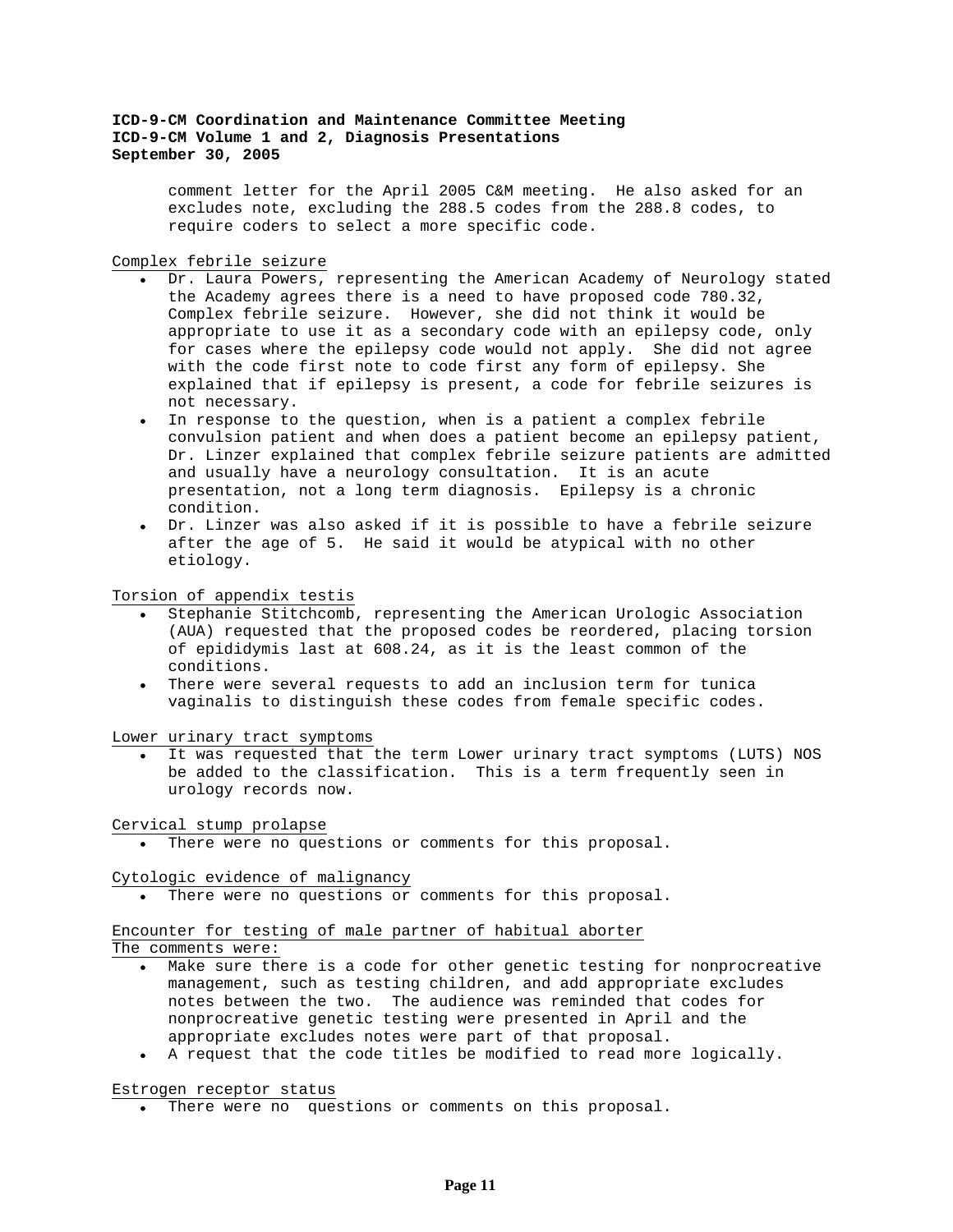comment letter for the April 2005 C&M meeting. He also asked for an excludes note, excluding the 288.5 codes from the 288.8 codes, to require coders to select a more specific code.

Complex febrile seizure

- Dr. Laura Powers, representing the American Academy of Neurology stated the Academy agrees there is a need to have proposed code 780.32, Complex febrile seizure. However, she did not think it would be appropriate to use it as a secondary code with an epilepsy code, only for cases where the epilepsy code would not apply. She did not agree with the code first note to code first any form of epilepsy. She explained that if epilepsy is present, a code for febrile seizures is not necessary.
- In response to the question, when is a patient a complex febrile convulsion patient and when does a patient become an epilepsy patient, Dr. Linzer explained that complex febrile seizure patients are admitted and usually have a neurology consultation. It is an acute presentation, not a long term diagnosis. Epilepsy is a chronic condition.
- Dr. Linzer was also asked if it is possible to have a febrile seizure after the age of 5. He said it would be atypical with no other etiology.

Torsion of appendix testis

- Stephanie Stitchcomb, representing the American Urologic Association (AUA) requested that the proposed codes be reordered, placing torsion of epididymis last at 608.24, as it is the least common of the conditions.
- There were several requests to add an inclusion term for tunica vaginalis to distinguish these codes from female specific codes.

Lower urinary tract symptoms

- It was requested that the term Lower urinary tract symptoms (LUTS) NOS be added to the classification. This is a term frequently seen in urology records now.

Cervical stump prolapse

- There were no questions or comments for this proposal.

Cytologic evidence of malignancy

- There were no questions or comments for this proposal.

Encounter for testing of male partner of habitual aborter

The comments were:

- Make sure there is a code for other genetic testing for nonprocreative management, such as testing children, and add appropriate excludes notes between the two. The audience was reminded that codes for nonprocreative genetic testing were presented in April and the appropriate excludes notes were part of that proposal.
- A request that the code titles be modified to read more logically.

Estrogen receptor status

- There were no questions or comments on this proposal.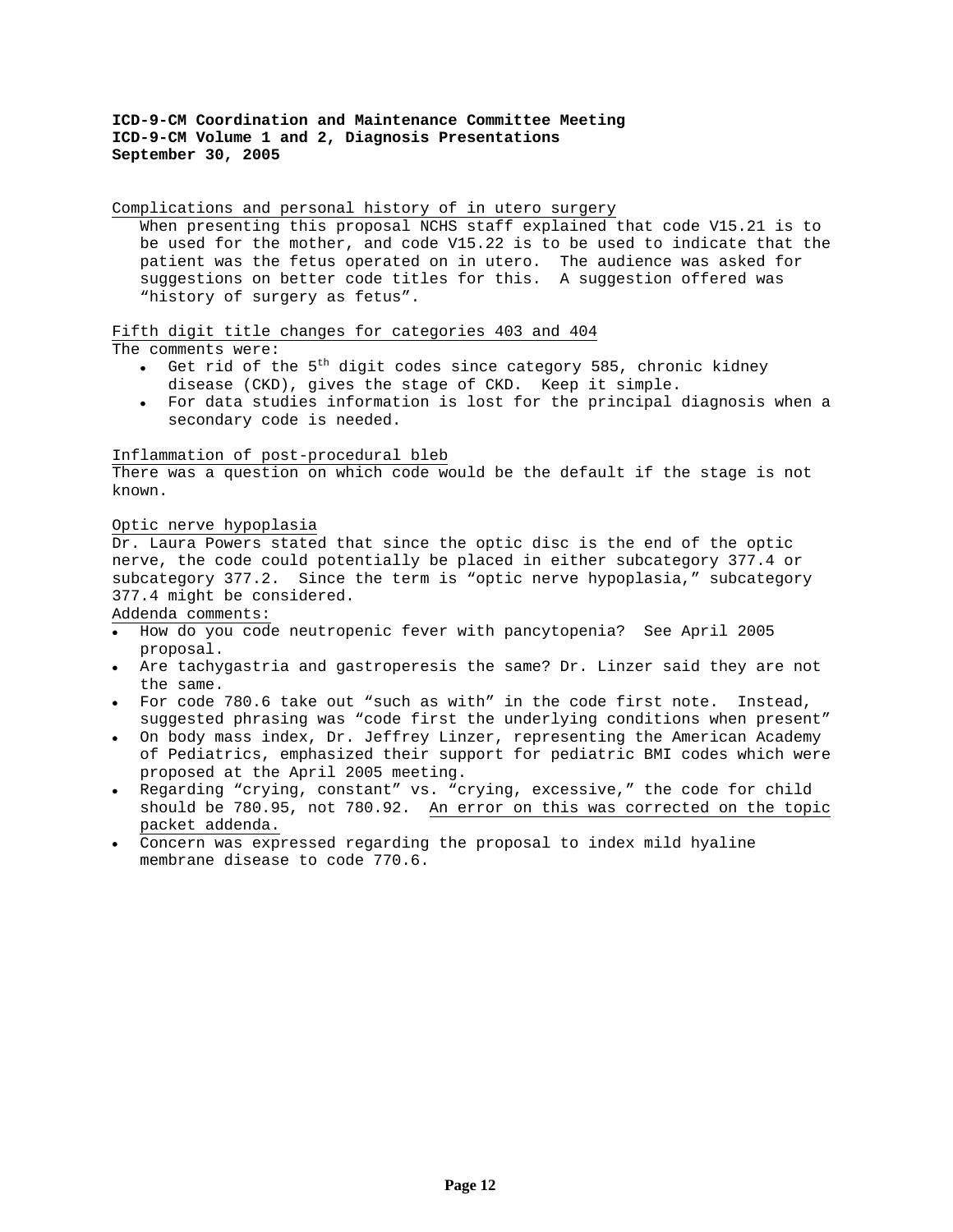**ICD-9-CM Coordination and Maintenance Committee Meeting**
**ICD-9-CM Volume 1 and 2, Diagnosis Presentations**
**September 30, 2005**

Complications and personal history of in utero surgery

When presenting this proposal NCHS staff explained that code V15.21 is to be used for the mother, and code V15.22 is to be used to indicate that the patient was the fetus operated on in utero. The audience was asked for suggestions on better code titles for this. A suggestion offered was "history of surgery as fetus".

Fifth digit title changes for categories 403 and 404

The comments were:

- Get rid of the 5th digit codes since category 585, chronic kidney disease (CKD), gives the stage of CKD. Keep it simple.
- For data studies information is lost for the principal diagnosis when a secondary code is needed.

Inflammation of post-procedural bleb

There was a question on which code would be the default if the stage is not known.

Optic nerve hypoplasia

Dr. Laura Powers stated that since the optic disc is the end of the optic nerve, the code could potentially be placed in either subcategory 377.4 or subcategory 377.2. Since the term is "optic nerve hypoplasia," subcategory 377.4 might be considered.

Addenda comments:

- How do you code neutropenic fever with pancytopenia? See April 2005 proposal.
- Are tachygastria and gastroperesis the same? Dr. Linzer said they are not the same.
- For code 780.6 take out "such as with" in the code first note. Instead, suggested phrasing was "code first the underlying conditions when present"
- On body mass index, Dr. Jeffrey Linzer, representing the American Academy of Pediatrics, emphasized their support for pediatric BMI codes which were proposed at the April 2005 meeting.
- Regarding "crying, constant" vs. "crying, excessive," the code for child should be 780.95, not 780.92. An error on this was corrected on the topic packet addenda.
- Concern was expressed regarding the proposal to index mild hyaline membrane disease to code 770.6.